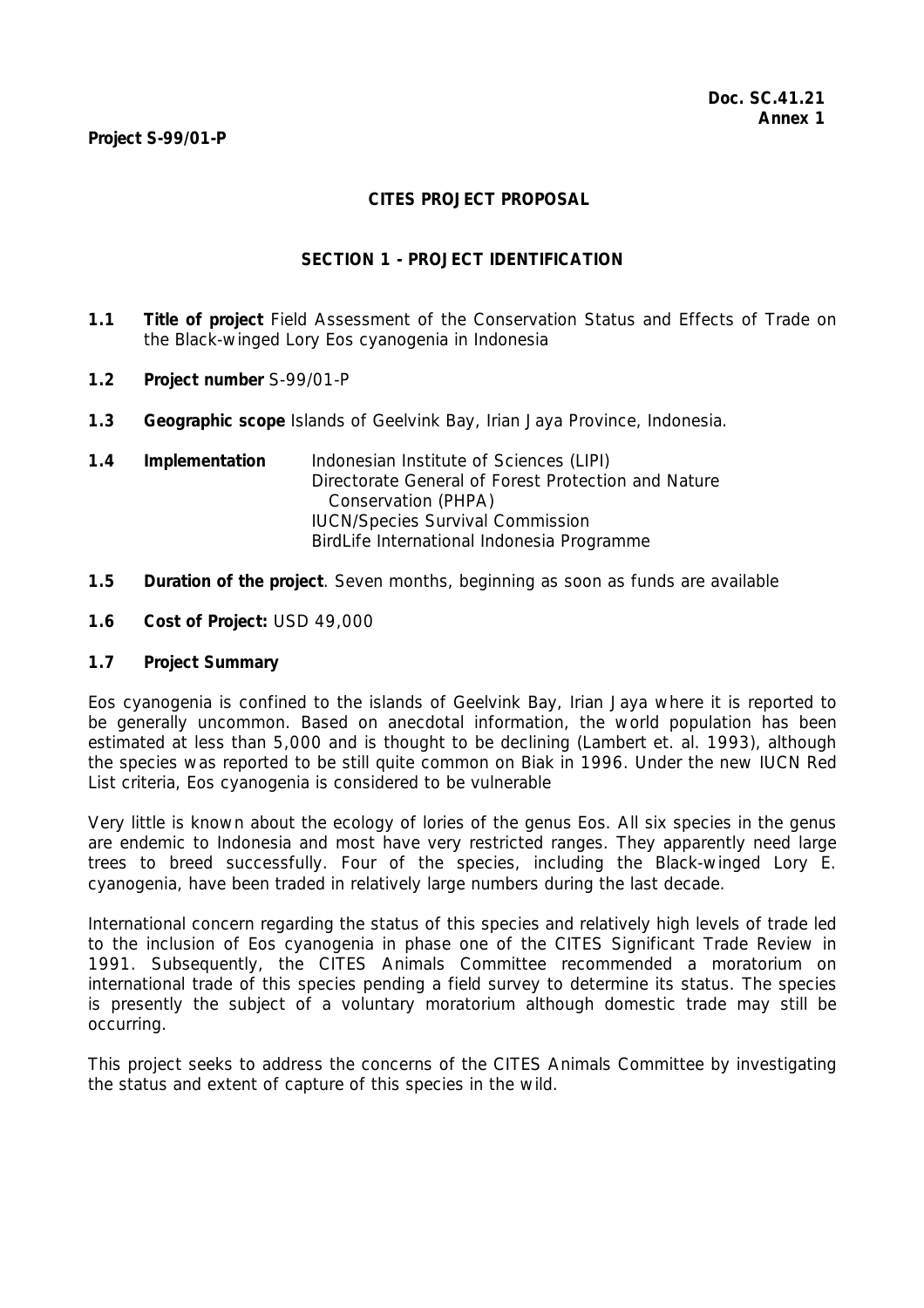**Doc. SC.41.21**
**Annex 1**

**Project S-99/01-P**

# CITES PROJECT PROPOSAL

## SECTION 1 - PROJECT IDENTIFICATION

**1.1 Title of project** Field Assessment of the Conservation Status and Effects of Trade on the Black-winged Lory Eos cyanogenia in Indonesia

**1.2 Project number** S-99/01-P

**1.3 Geographic scope** Islands of Geelvink Bay, Irian Jaya Province, Indonesia.

**1.4 Implementation** Indonesian Institute of Sciences (LIPI)
Directorate General of Forest Protection and Nature Conservation (PHPA)
IUCN/Species Survival Commission
BirdLife International Indonesia Programme

**1.5 Duration of the project**. Seven months, beginning as soon as funds are available

**1.6 Cost of Project:** USD 49,000

**1.7 Project Summary**

Eos cyanogenia is confined to the islands of Geelvink Bay, Irian Jaya where it is reported to be generally uncommon. Based on anecdotal information, the world population has been estimated at less than 5,000 and is thought to be declining (Lambert et. al. 1993), although the species was reported to be still quite common on Biak in 1996. Under the new IUCN Red List criteria, Eos cyanogenia is considered to be vulnerable

Very little is known about the ecology of lories of the genus Eos. All six species in the genus are endemic to Indonesia and most have very restricted ranges. They apparently need large trees to breed successfully. Four of the species, including the Black-winged Lory E. cyanogenia, have been traded in relatively large numbers during the last decade.

International concern regarding the status of this species and relatively high levels of trade led to the inclusion of Eos cyanogenia in phase one of the CITES Significant Trade Review in 1991. Subsequently, the CITES Animals Committee recommended a moratorium on international trade of this species pending a field survey to determine its status. The species is presently the subject of a voluntary moratorium although domestic trade may still be occurring.

This project seeks to address the concerns of the CITES Animals Committee by investigating the status and extent of capture of this species in the wild.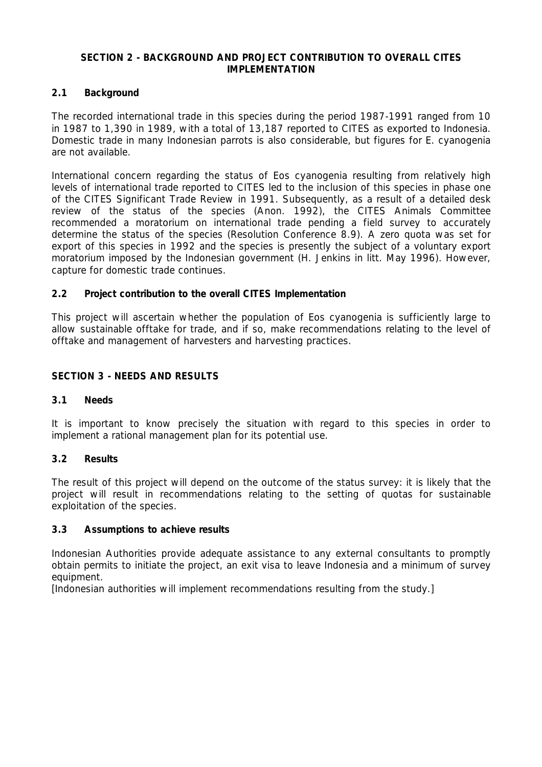## SECTION 2 - BACKGROUND AND PROJECT CONTRIBUTION TO OVERALL CITES IMPLEMENTATION

### 2.1 Background

The recorded international trade in this species during the period 1987-1991 ranged from 10 in 1987 to 1,390 in 1989, with a total of 13,187 reported to CITES as exported to Indonesia. Domestic trade in many Indonesian parrots is also considerable, but figures for E. cyanogenia are not available.

International concern regarding the status of Eos cyanogenia resulting from relatively high levels of international trade reported to CITES led to the inclusion of this species in phase one of the CITES Significant Trade Review in 1991. Subsequently, as a result of a detailed desk review of the status of the species (Anon. 1992), the CITES Animals Committee recommended a moratorium on international trade pending a field survey to accurately determine the status of the species (Resolution Conference 8.9). A zero quota was set for export of this species in 1992 and the species is presently the subject of a voluntary export moratorium imposed by the Indonesian government (H. Jenkins in litt. May 1996). However, capture for domestic trade continues.

### 2.2 Project contribution to the overall CITES Implementation

This project will ascertain whether the population of Eos cyanogenia is sufficiently large to allow sustainable offtake for trade, and if so, make recommendations relating to the level of offtake and management of harvesters and harvesting practices.

## SECTION 3 - NEEDS AND RESULTS

### 3.1 Needs

It is important to know precisely the situation with regard to this species in order to implement a rational management plan for its potential use.

### 3.2 Results

The result of this project will depend on the outcome of the status survey: it is likely that the project will result in recommendations relating to the setting of quotas for sustainable exploitation of the species.

### 3.3 Assumptions to achieve results

Indonesian Authorities provide adequate assistance to any external consultants to promptly obtain permits to initiate the project, an exit visa to leave Indonesia and a minimum of survey equipment.
[Indonesian authorities will implement recommendations resulting from the study.]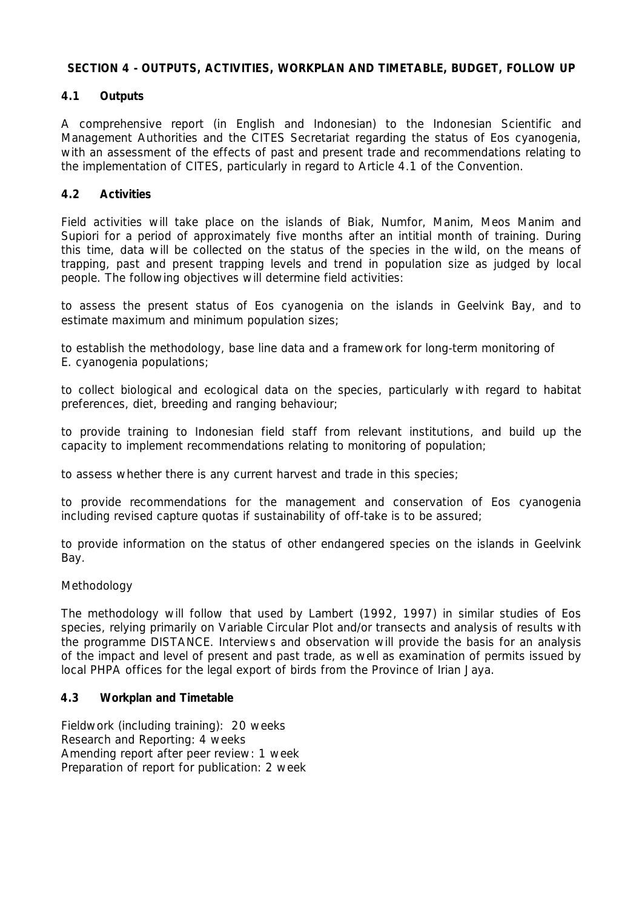## SECTION 4 - OUTPUTS, ACTIVITIES, WORKPLAN AND TIMETABLE, BUDGET, FOLLOW UP

### 4.1 Outputs

A comprehensive report (in English and Indonesian) to the Indonesian Scientific and Management Authorities and the CITES Secretariat regarding the status of Eos cyanogenia, with an assessment of the effects of past and present trade and recommendations relating to the implementation of CITES, particularly in regard to Article 4.1 of the Convention.

### 4.2 Activities

Field activities will take place on the islands of Biak, Numfor, Manim, Meos Manim and Supiori for a period of approximately five months after an intitial month of training. During this time, data will be collected on the status of the species in the wild, on the means of trapping, past and present trapping levels and trend in population size as judged by local people. The following objectives will determine field activities:

to assess the present status of Eos cyanogenia on the islands in Geelvink Bay, and to estimate maximum and minimum population sizes;

to establish the methodology, base line data and a framework for long-term monitoring of E. cyanogenia populations;

to collect biological and ecological data on the species, particularly with regard to habitat preferences, diet, breeding and ranging behaviour;

to provide training to Indonesian field staff from relevant institutions, and build up the capacity to implement recommendations relating to monitoring of population;

to assess whether there is any current harvest and trade in this species;

to provide recommendations for the management and conservation of Eos cyanogenia including revised capture quotas if sustainability of off-take is to be assured;

to provide information on the status of other endangered species on the islands in Geelvink Bay.

Methodology

The methodology will follow that used by Lambert (1992, 1997) in similar studies of Eos species, relying primarily on Variable Circular Plot and/or transects and analysis of results with the programme DISTANCE. Interviews and observation will provide the basis for an analysis of the impact and level of present and past trade, as well as examination of permits issued by local PHPA offices for the legal export of birds from the Province of Irian Jaya.

### 4.3 Workplan and Timetable

Fieldwork (including training): 20 weeks
Research and Reporting: 4 weeks
Amending report after peer review: 1 week
Preparation of report for publication: 2 week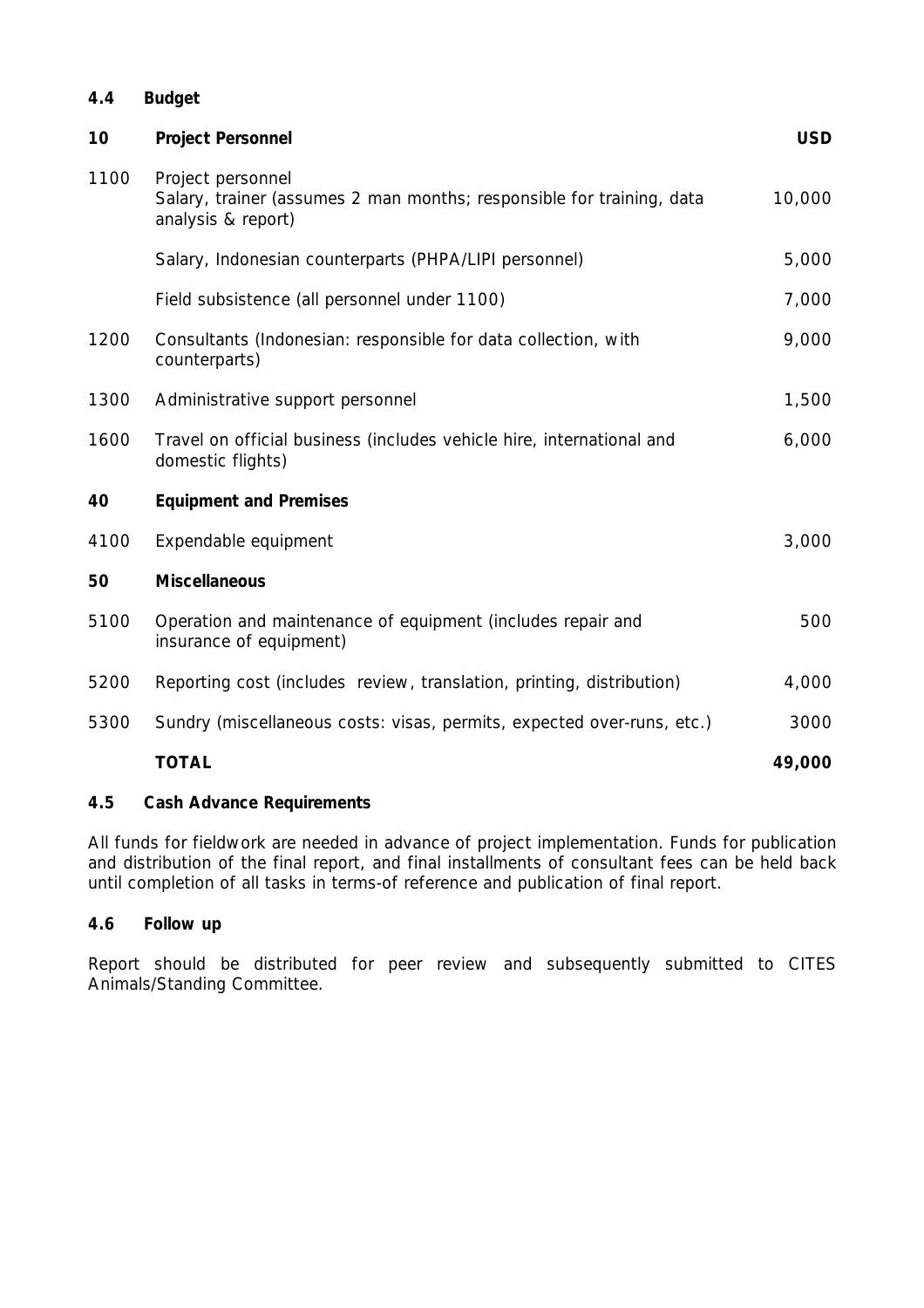### 4.4 Budget

| Code | Item | USD |
|---|---|---|
| **10** | **Project Personnel** | **USD** |
| 1100 | Project personnel<br>Salary, trainer (assumes 2 man months; responsible for training, data analysis & report) | 10,000 |
| | Salary, Indonesian counterparts (PHPA/LIPI personnel) | 5,000 |
| | Field subsistence (all personnel under 1100) | 7,000 |
| 1200 | Consultants (Indonesian: responsible for data collection, with counterparts) | 9,000 |
| 1300 | Administrative support personnel | 1,500 |
| 1600 | Travel on official business (includes vehicle hire, international and domestic flights) | 6,000 |
| **40** | **Equipment and Premises** | |
| 4100 | Expendable equipment | 3,000 |
| **50** | **Miscellaneous** | |
| 5100 | Operation and maintenance of equipment (includes repair and insurance of equipment) | 500 |
| 5200 | Reporting cost (includes review, translation, printing, distribution) | 4,000 |
| 5300 | Sundry (miscellaneous costs: visas, permits, expected over-runs, etc.) | 3000 |
| | **TOTAL** | **49,000** |

### 4.5 Cash Advance Requirements

All funds for fieldwork are needed in advance of project implementation. Funds for publication and distribution of the final report, and final installments of consultant fees can be held back until completion of all tasks in terms-of reference and publication of final report.

### 4.6 Follow up

Report should be distributed for peer review and subsequently submitted to CITES Animals/Standing Committee.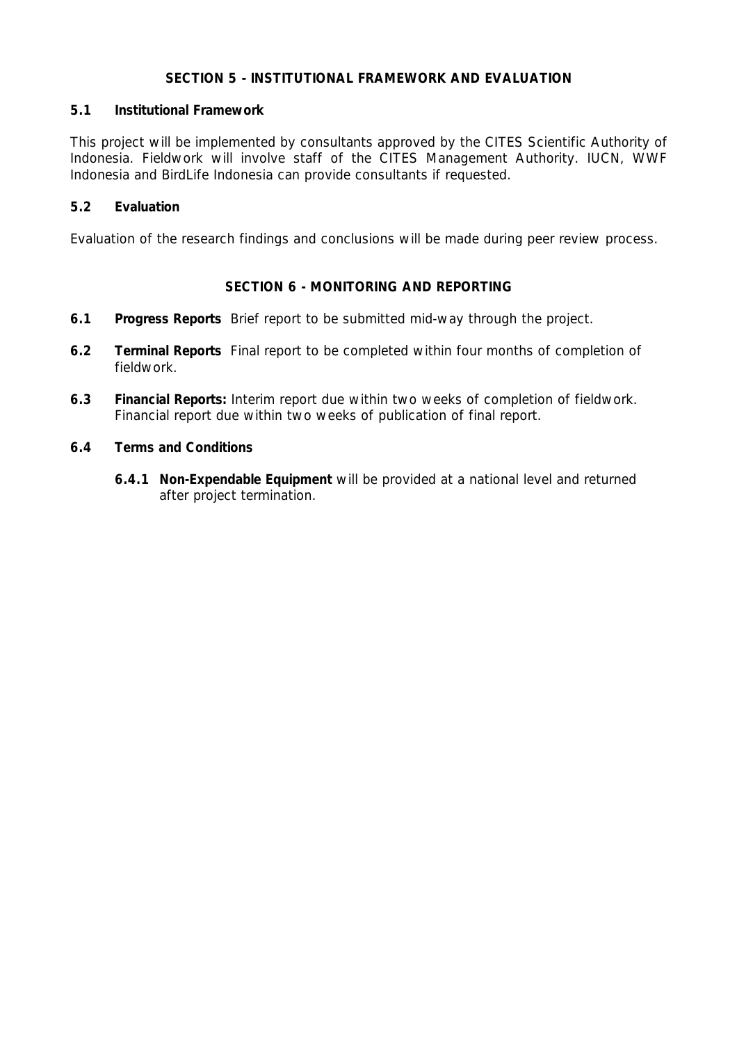## SECTION 5 - INSTITUTIONAL FRAMEWORK AND EVALUATION

### 5.1 Institutional Framework

This project will be implemented by consultants approved by the CITES Scientific Authority of Indonesia. Fieldwork will involve staff of the CITES Management Authority. IUCN, WWF Indonesia and BirdLife Indonesia can provide consultants if requested.

### 5.2 Evaluation

Evaluation of the research findings and conclusions will be made during peer review process.

## SECTION 6 - MONITORING AND REPORTING

**6.1 Progress Reports** Brief report to be submitted mid-way through the project.

**6.2 Terminal Reports** Final report to be completed within four months of completion of fieldwork.

**6.3 Financial Reports:** Interim report due within two weeks of completion of fieldwork. Financial report due within two weeks of publication of final report.

### 6.4 Terms and Conditions

**6.4.1 Non-Expendable Equipment** will be provided at a national level and returned after project termination.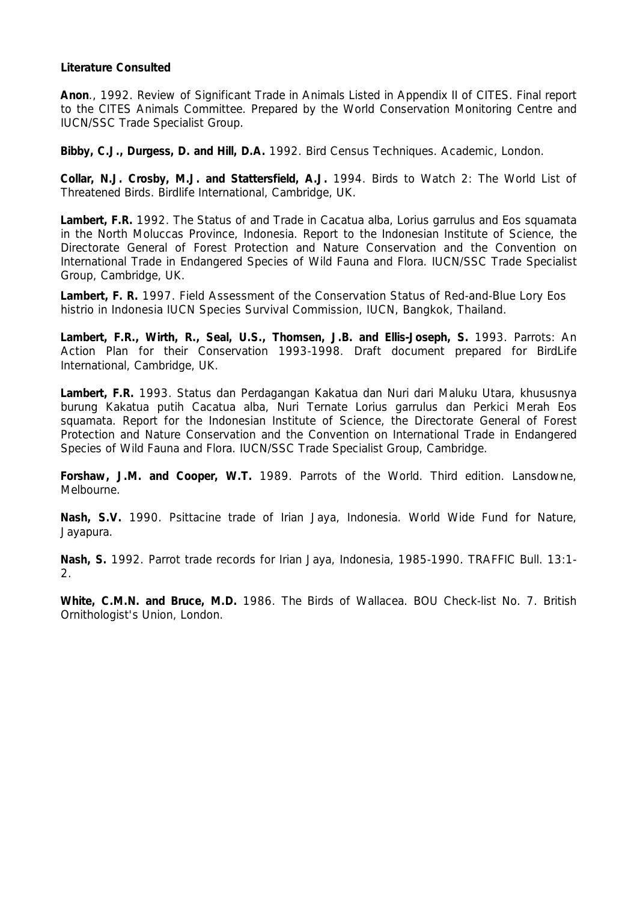**Literature Consulted**

**Anon**., 1992. Review of Significant Trade in Animals Listed in Appendix II of CITES. Final report to the CITES Animals Committee. Prepared by the World Conservation Monitoring Centre and IUCN/SSC Trade Specialist Group.

**Bibby, C.J., Durgess, D. and Hill, D.A.** 1992. Bird Census Techniques. Academic, London.

**Collar, N.J. Crosby, M.J. and Stattersfield, A.J.** 1994. Birds to Watch 2: The World List of Threatened Birds. Birdlife International, Cambridge, UK.

**Lambert, F.R.** 1992. The Status of and Trade in Cacatua alba, Lorius garrulus and Eos squamata in the North Moluccas Province, Indonesia. Report to the Indonesian Institute of Science, the Directorate General of Forest Protection and Nature Conservation and the Convention on International Trade in Endangered Species of Wild Fauna and Flora. IUCN/SSC Trade Specialist Group, Cambridge, UK.

**Lambert, F. R.** 1997. Field Assessment of the Conservation Status of Red-and-Blue Lory Eos histrio in Indonesia IUCN Species Survival Commission, IUCN, Bangkok, Thailand.

**Lambert, F.R., Wirth, R., Seal, U.S., Thomsen, J.B. and Ellis-Joseph, S.** 1993. Parrots: An Action Plan for their Conservation 1993-1998. Draft document prepared for BirdLife International, Cambridge, UK.

**Lambert, F.R.** 1993. Status dan Perdagangan Kakatua dan Nuri dari Maluku Utara, khususnya burung Kakatua putih Cacatua alba, Nuri Ternate Lorius garrulus dan Perkici Merah Eos squamata. Report for the Indonesian Institute of Science, the Directorate General of Forest Protection and Nature Conservation and the Convention on International Trade in Endangered Species of Wild Fauna and Flora. IUCN/SSC Trade Specialist Group, Cambridge.

**Forshaw, J.M. and Cooper, W.T.** 1989. Parrots of the World. Third edition. Lansdowne, Melbourne.

**Nash, S.V.** 1990. Psittacine trade of Irian Jaya, Indonesia. World Wide Fund for Nature, Jayapura.

**Nash, S.** 1992. Parrot trade records for Irian Jaya, Indonesia, 1985-1990. TRAFFIC Bull. 13:1-2.

**White, C.M.N. and Bruce, M.D.** 1986. The Birds of Wallacea. BOU Check-list No. 7. British Ornithologist's Union, London.